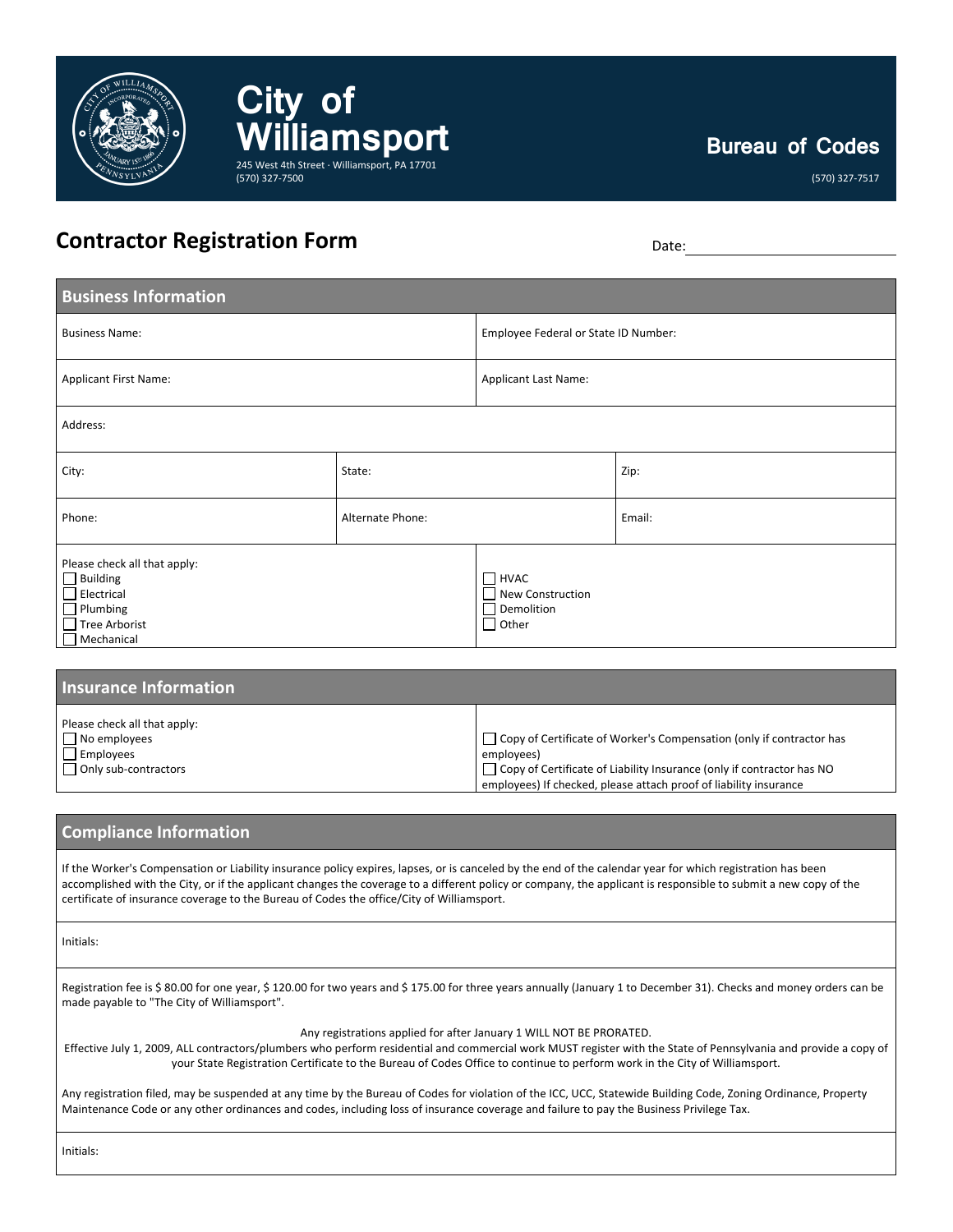# City of Williamsport

245 West 4th Street · Williamsport, PA 17701
(570) 327-7500

## Bureau of Codes

(570) 327-7517

## Contractor Registration Form

Date: ______________________

### Business Information

| | | |
|---|---|---|
| Business Name: | | Employee Federal or State ID Number: |
| Applicant First Name: | | Applicant Last Name: |
| Address: | | |
| City: | State: | Zip: |
| Phone: | Alternate Phone: | Email: |

Please check all that apply:

- ☐ Building
- ☐ Electrical
- ☐ Plumbing
- ☐ Tree Arborist
- ☐ Mechanical
- ☐ HVAC
- ☐ New Construction
- ☐ Demolition
- ☐ Other

### Insurance Information

Please check all that apply:

- ☐ No employees
- ☐ Employees
- ☐ Only sub-contractors

- ☐ Copy of Certificate of Worker's Compensation (only if contractor has employees)
- ☐ Copy of Certificate of Liability Insurance (only if contractor has NO employees) If checked, please attach proof of liability insurance

### Compliance Information

If the Worker's Compensation or Liability insurance policy expires, lapses, or is canceled by the end of the calendar year for which registration has been accomplished with the City, or if the applicant changes the coverage to a different policy or company, the applicant is responsible to submit a new copy of the certificate of insurance coverage to the Bureau of Codes the office/City of Williamsport.

Initials:

Registration fee is $ 80.00 for one year, $ 120.00 for two years and $ 175.00 for three years annually (January 1 to December 31). Checks and money orders can be made payable to "The City of Williamsport".

Any registrations applied for after January 1 WILL NOT BE PRORATED.
Effective July 1, 2009, ALL contractors/plumbers who perform residential and commercial work MUST register with the State of Pennsylvania and provide a copy of your State Registration Certificate to the Bureau of Codes Office to continue to perform work in the City of Williamsport.

Any registration filed, may be suspended at any time by the Bureau of Codes for violation of the ICC, UCC, Statewide Building Code, Zoning Ordinance, Property Maintenance Code or any other ordinances and codes, including loss of insurance coverage and failure to pay the Business Privilege Tax.

Initials: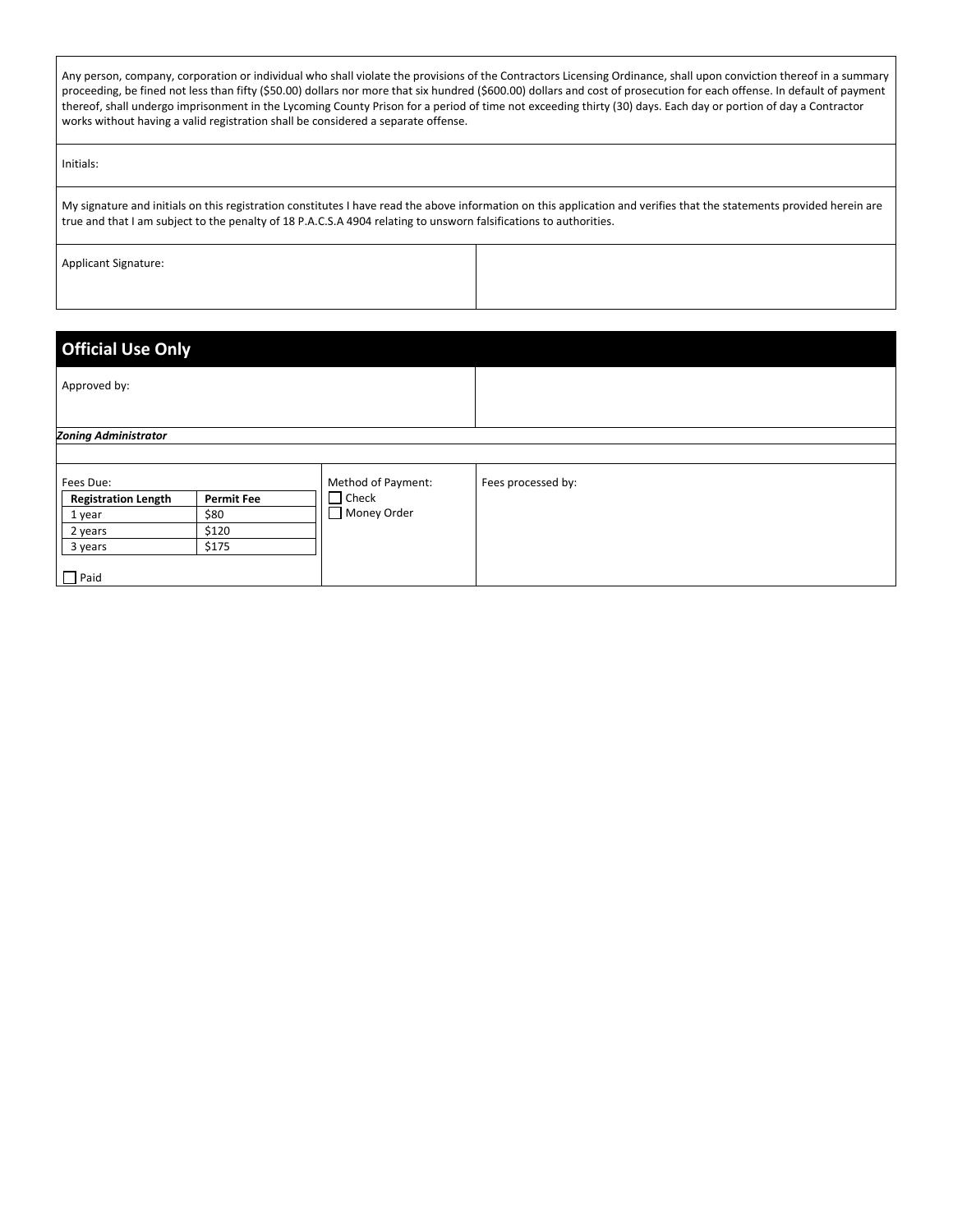Any person, company, corporation or individual who shall violate the provisions of the Contractors Licensing Ordinance, shall upon conviction thereof in a summary proceeding, be fined not less than fifty ($50.00) dollars nor more that six hundred ($600.00) dollars and cost of prosecution for each offense. In default of payment thereof, shall undergo imprisonment in the Lycoming County Prison for a period of time not exceeding thirty (30) days. Each day or portion of day a Contractor works without having a valid registration shall be considered a separate offense.

Initials:

My signature and initials on this registration constitutes I have read the above information on this application and verifies that the statements provided herein are true and that I am subject to the penalty of 18 P.A.C.S.A 4904 relating to unsworn falsifications to authorities.

Applicant Signature:

## Official Use Only

Approved by:

***Zoning Administrator***

Fees Due:

| Registration Length | Permit Fee |
|---|---|
| 1 year | $80 |
| 2 years | $120 |
| 3 years | $175 |

☐ Paid

Method of Payment:
☐ Check
☐ Money Order

Fees processed by: